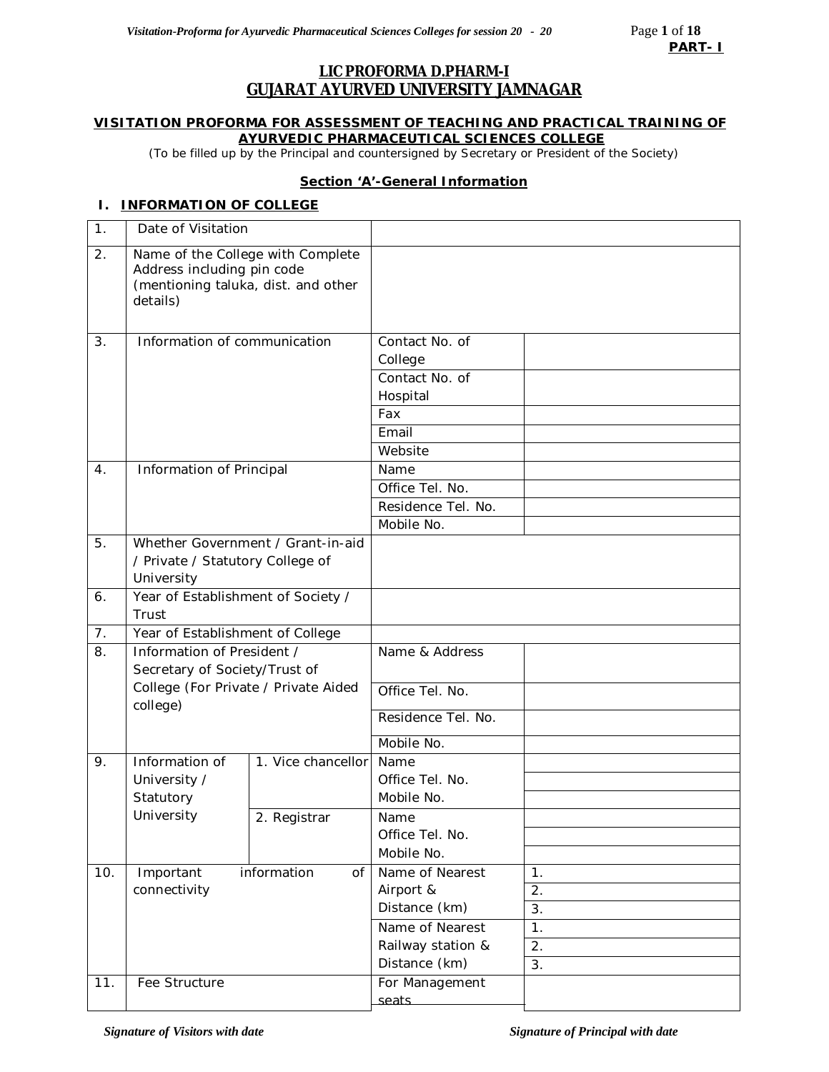**PART- I**

# LIC PROFORMA D.PHARM-I
# GUJARAT AYURVED UNIVERSITY JAMNAGAR

## VISITATION PROFORMA FOR ASSESSMENT OF TEACHING AND PRACTICAL TRAINING OF AYURVEDIC PHARMACEUTICAL SCIENCES COLLEGE

(To be filled up by the Principal and countersigned by Secretary or President of the Society)

### Section 'A'-General Information

#### I. INFORMATION OF COLLEGE

| | | | | |
|---|---|---|---|---|
| 1. | Date of Visitation | | | |
| 2. | Name of the College with Complete Address including pin code (mentioning taluka, dist. and other details) | | | |
| 3. | Information of communication | | Contact No. of College | |
| | | | Contact No. of Hospital | |
| | | | Fax | |
| | | | Email | |
| | | | Website | |
| 4. | Information of Principal | | Name | |
| | | | Office Tel. No. | |
| | | | Residence Tel. No. | |
| | | | Mobile No. | |
| 5. | Whether Government / Grant-in-aid / Private / Statutory College of University | | | |
| 6. | Year of Establishment of Society / Trust | | | |
| 7. | Year of Establishment of College | | | |
| 8. | Information of President / Secretary of Society/Trust of College (For Private / Private Aided college) | | Name & Address | |
| | | | Office Tel. No. | |
| | | | Residence Tel. No. | |
| | | | Mobile No. | |
| 9. | Information of University / Statutory University | 1. Vice chancellor | Name | |
| | | | Office Tel. No. | |
| | | | Mobile No. | |
| | | 2. Registrar | Name | |
| | | | Office Tel. No. | |
| | | | Mobile No. | |
| 10. | Important information of connectivity | | Name of Nearest Airport & Distance (km) | 1. |
| | | | | 2. |
| | | | | 3. |
| | | | Name of Nearest Railway station & Distance (km) | 1. |
| | | | | 2. |
| | | | | 3. |
| 11. | Fee Structure | | For Management seats | |

*Signature of Visitors with date* *Signature of Principal with date*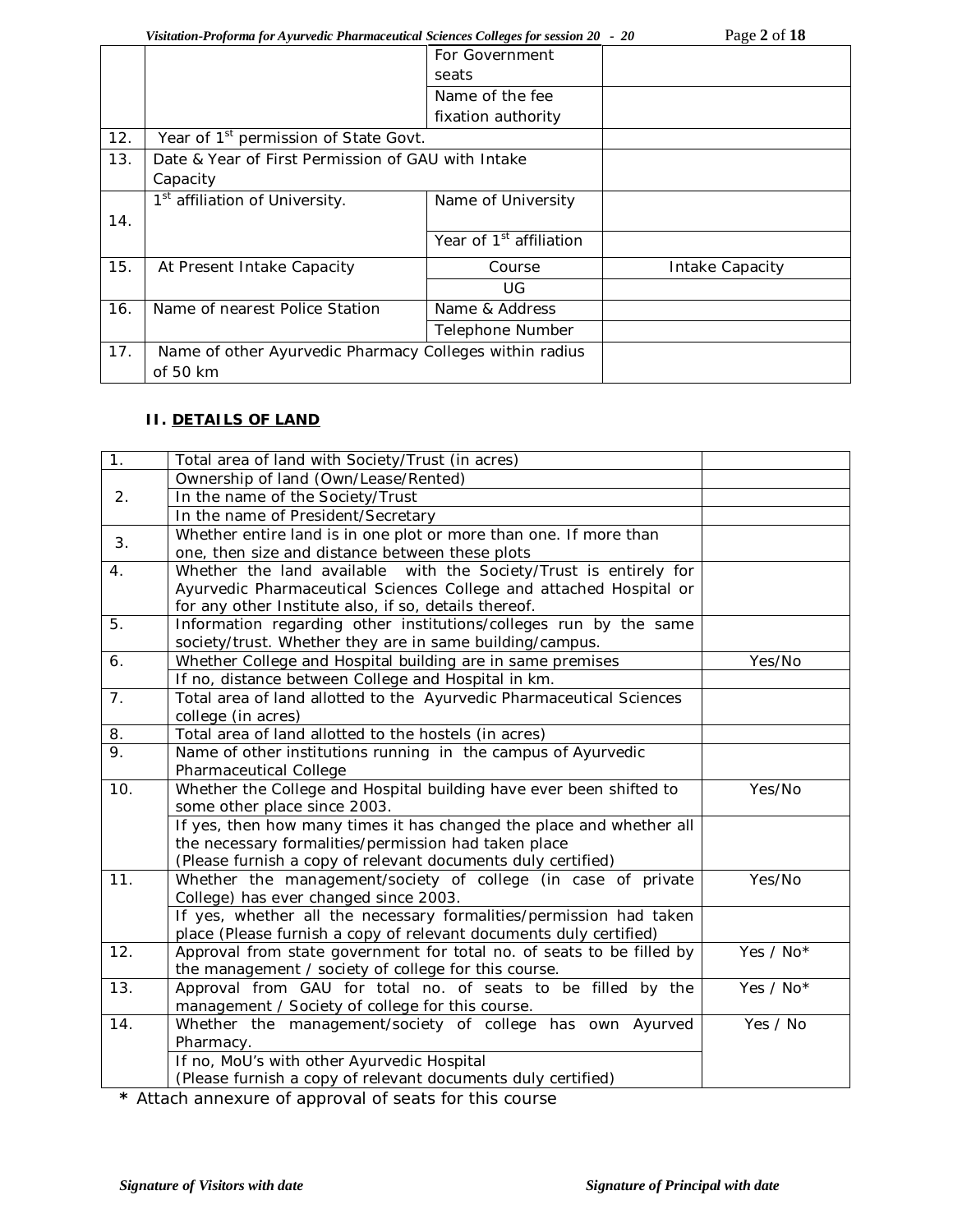| | | | |
|---|---|---|---|
| | | For Government seats | |
| | | Name of the fee fixation authority | |
| 12. | Year of 1st permission of State Govt. | | |
| 13. | Date & Year of First Permission of GAU with Intake Capacity | | |
| 14. | 1st affiliation of University. | Name of University | |
| | | Year of 1st affiliation | |
| 15. | At Present Intake Capacity | Course | Intake Capacity |
| | | UG | |
| 16. | Name of nearest Police Station | Name & Address | |
| | | Telephone Number | |
| 17. | Name of other Ayurvedic Pharmacy Colleges within radius of 50 km | | |

## II. DETAILS OF LAND

| | | |
|---|---|---|
| 1. | Total area of land with Society/Trust (in acres) | |
| 2. | Ownership of land (Own/Lease/Rented) | |
| | In the name of the Society/Trust | |
| | In the name of President/Secretary | |
| 3. | Whether entire land is in one plot or more than one. If more than one, then size and distance between these plots | |
| 4. | Whether the land available with the Society/Trust is entirely for Ayurvedic Pharmaceutical Sciences College and attached Hospital or for any other Institute also, if so, details thereof. | |
| 5. | Information regarding other institutions/colleges run by the same society/trust. Whether they are in same building/campus. | |
| 6. | Whether College and Hospital building are in same premises | Yes/No |
| | If no, distance between College and Hospital in km. | |
| 7. | Total area of land allotted to the Ayurvedic Pharmaceutical Sciences college (in acres) | |
| 8. | Total area of land allotted to the hostels (in acres) | |
| 9. | Name of other institutions running in the campus of Ayurvedic Pharmaceutical College | |
| 10. | Whether the College and Hospital building have ever been shifted to some other place since 2003. | Yes/No |
| | If yes, then how many times it has changed the place and whether all the necessary formalities/permission had taken place (Please furnish a copy of relevant documents duly certified) | |
| 11. | Whether the management/society of college (in case of private College) has ever changed since 2003. | Yes/No |
| | If yes, whether all the necessary formalities/permission had taken place (Please furnish a copy of relevant documents duly certified) | |
| 12. | Approval from state government for total no. of seats to be filled by the management / society of college for this course. | Yes / No* |
| 13. | Approval from GAU for total no. of seats to be filled by the management / Society of college for this course. | Yes / No* |
| 14. | Whether the management/society of college has own Ayurved Pharmacy. | Yes / No |
| | If no, MoU's with other Ayurvedic Hospital (Please furnish a copy of relevant documents duly certified) | |

* Attach annexure of approval of seats for this course

*Signature of Visitors with date* *Signature of Principal with date*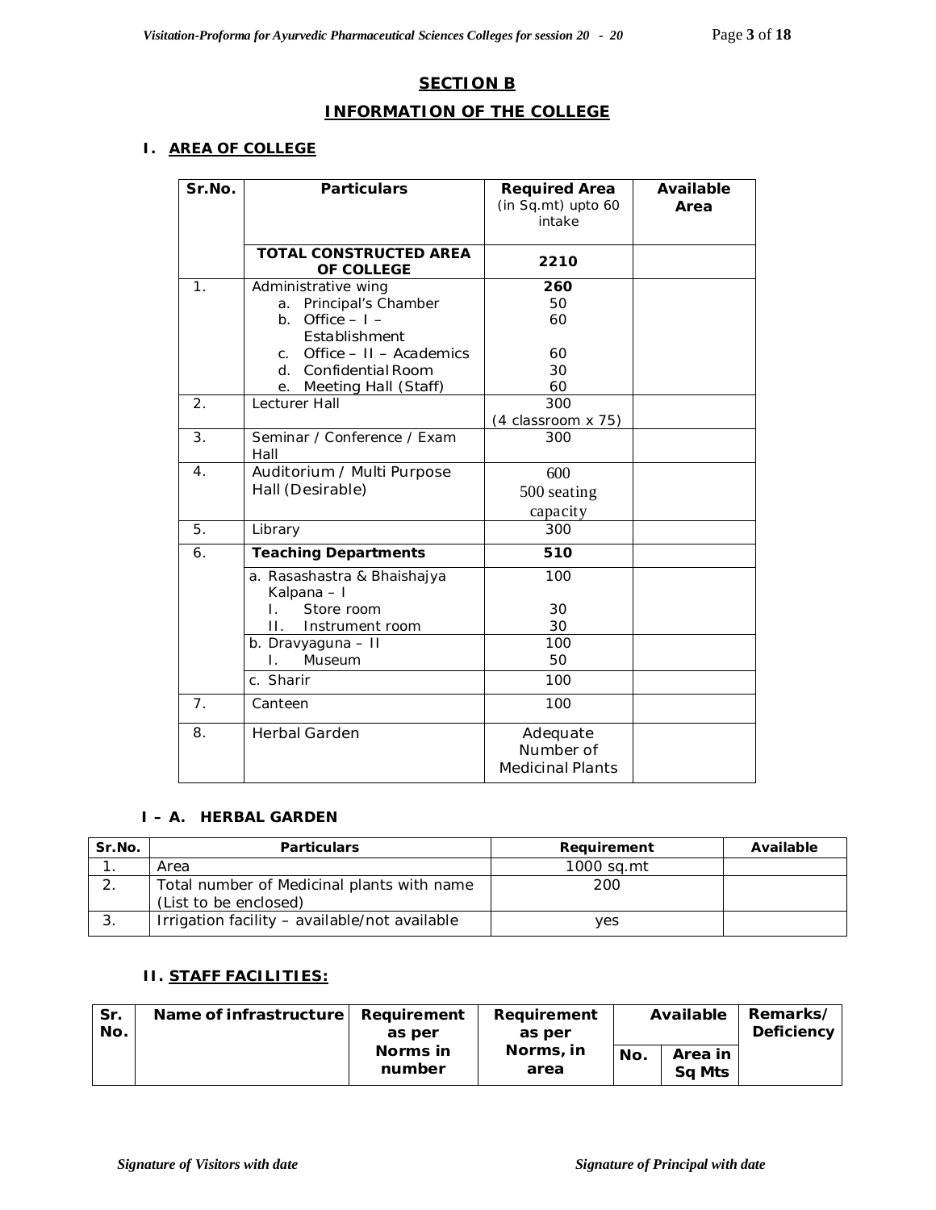## SECTION B

## INFORMATION OF THE COLLEGE

### I. AREA OF COLLEGE

| Sr.No. | Particulars | Required Area (in Sq.mt) upto 60 intake | Available Area |
|---|---|---|---|
| | **TOTAL CONSTRUCTED AREA OF COLLEGE** | **2210** | |
| 1. | Administrative wing<br>a. Principal's Chamber<br>b. Office – I – Establishment<br>c. Office – II – Academics<br>d. Confidential Room<br>e. Meeting Hall (Staff) | **260**<br>50<br>60<br>60<br>30<br>60 | |
| 2. | Lecturer Hall | 300<br>(4 classroom x 75) | |
| 3. | Seminar / Conference / Exam Hall | 300 | |
| 4. | Auditorium / Multi Purpose Hall (Desirable) | 600<br>500 seating capacity | |
| 5. | Library | 300 | |
| 6. | **Teaching Departments** | **510** | |
| | a. Rasashastra & Bhaishajya Kalpana – I<br>I. Store room<br>II. Instrument room | 100<br>30<br>30 | |
| | b. Dravyaguna – II<br>I. Museum | 100<br>50 | |
| | c. Sharir | 100 | |
| 7. | Canteen | 100 | |
| 8. | Herbal Garden | Adequate Number of Medicinal Plants | |

#### I – A. HERBAL GARDEN

| Sr.No. | Particulars | Requirement | Available |
|---|---|---|---|
| 1. | Area | 1000 sq.mt | |
| 2. | Total number of Medicinal plants with name (List to be enclosed) | 200 | |
| 3. | Irrigation facility – available/not available | yes | |

### II. STAFF FACILITIES:

| Sr. No. | Name of infrastructure | Requirement as per Norms in number | Requirement as per Norms, in area | Available | | Remarks/ Deficiency |
|---|---|---|---|---|---|---|
| | | | | No. | Area in Sq Mts | |

*Signature of Visitors with date* *Signature of Principal with date*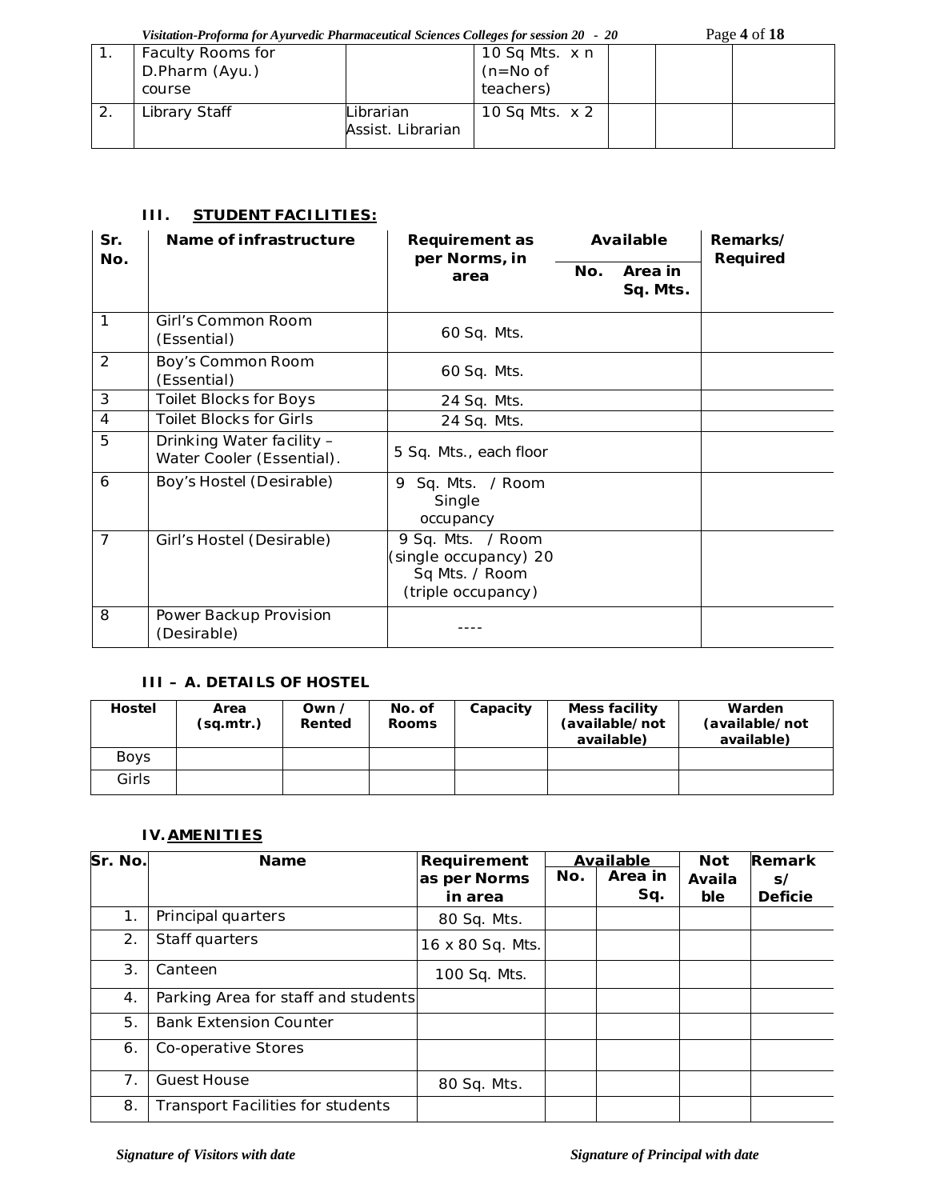| 1. | Faculty Rooms for D.Pharm (Ayu.) course | | 10 Sq Mts. x n (n=No of teachers) | | | |
|---|---|---|---|---|---|---|
| 2. | Library Staff | Librarian Assist. Librarian | 10 Sq Mts. x 2 | | | |

### III. STUDENT FACILITIES:

| Sr. No. | Name of infrastructure | Requirement as per Norms, in area | Available | | Remarks/ Required |
|---|---|---|---|---|---|
| | | | No. | Area in Sq. Mts. | |
| 1 | Girl's Common Room (Essential) | 60 Sq. Mts. | | | |
| 2 | Boy's Common Room (Essential) | 60 Sq. Mts. | | | |
| 3 | Toilet Blocks for Boys | 24 Sq. Mts. | | | |
| 4 | Toilet Blocks for Girls | 24 Sq. Mts. | | | |
| 5 | Drinking Water facility – Water Cooler (Essential). | 5 Sq. Mts., each floor | | | |
| 6 | Boy's Hostel (Desirable) | 9 Sq. Mts. / Room Single occupancy | | | |
| 7 | Girl's Hostel (Desirable) | 9 Sq. Mts. / Room (single occupancy) 20 Sq Mts. / Room (triple occupancy) | | | |
| 8 | Power Backup Provision (Desirable) | ---- | | | |

### III – A. DETAILS OF HOSTEL

| Hostel | Area (sq.mtr.) | Own / Rented | No. of Rooms | Capacity | Mess facility (available/not available) | Warden (available/not available) |
|---|---|---|---|---|---|---|
| Boys | | | | | | |
| Girls | | | | | | |

### IV. AMENITIES

| Sr. No. | Name | Requirement as per Norms in area | Available | | Not Available | Remarks/ Deficie |
|---|---|---|---|---|---|---|
| | | | No. | Area in Sq. | | |
| 1. | Principal quarters | 80 Sq. Mts. | | | | |
| 2. | Staff quarters | 16 x 80 Sq. Mts. | | | | |
| 3. | Canteen | 100 Sq. Mts. | | | | |
| 4. | Parking Area for staff and students | | | | | |
| 5. | Bank Extension Counter | | | | | |
| 6. | Co-operative Stores | | | | | |
| 7. | Guest House | 80 Sq. Mts. | | | | |
| 8. | Transport Facilities for students | | | | | |

*Signature of Visitors with date* *Signature of Principal with date*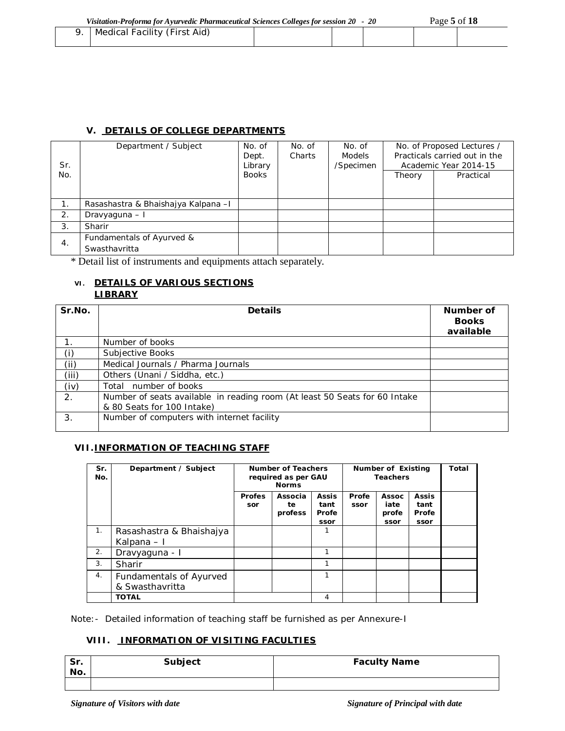| 9. | Medical Facility (First Aid) | | | | | |
|---|---|---|---|---|---|---|

### V. DETAILS OF COLLEGE DEPARTMENTS

| Sr. No. | Department / Subject | No. of Dept. Library Books | No. of Charts | No. of Models /Specimen | No. of Proposed Lectures / Practicals carried out in the Academic Year 2014-15 | |
|---|---|---|---|---|---|---|
| | | | | | Theory | Practical |
| 1. | Rasashastra & Bhaishajya Kalpana –I | | | | | |
| 2. | Dravyaguna – I | | | | | |
| 3. | Sharir | | | | | |
| 4. | Fundamentals of Ayurved & Swasthavritta | | | | | |

* Detail list of instruments and equipments attach separately.

### VI. DETAILS OF VARIOUS SECTIONS

**LIBRARY**

| Sr.No. | Details | Number of Books available |
|---|---|---|
| 1. | Number of books | |
| (i) | Subjective Books | |
| (ii) | Medical Journals / Pharma Journals | |
| (iii) | Others (Unani / Siddha, etc.) | |
| (iv) | Total number of books | |
| 2. | Number of seats available in reading room (At least 50 Seats for 60 Intake & 80 Seats for 100 Intake) | |
| 3. | Number of computers with internet facility | |

### VII. INFORMATION OF TEACHING STAFF

| Sr. No. | Department / Subject | Number of Teachers required as per GAU Norms | | | Number of Existing Teachers | | | Total |
|---|---|---|---|---|---|---|---|---|
| | | Professor | Associate professor | Assistant Professor | Professor | Associate professor | Assistant Professor | |
| 1. | Rasashastra & Bhaishajya Kalpana – I | | | 1 | | | | |
| 2. | Dravyaguna - I | | | 1 | | | | |
| 3. | Sharir | | | 1 | | | | |
| 4. | Fundamentals of Ayurved & Swasthavritta | | | 1 | | | | |
| | **TOTAL** | | | 4 | | | | |

Note:- Detailed information of teaching staff be furnished as per Annexure-I

### VIII. INFORMATION OF VISITING FACULTIES

| Sr. No. | Subject | Faculty Name |
|---|---|---|
| | | |

*Signature of Visitors with date* *Signature of Principal with date*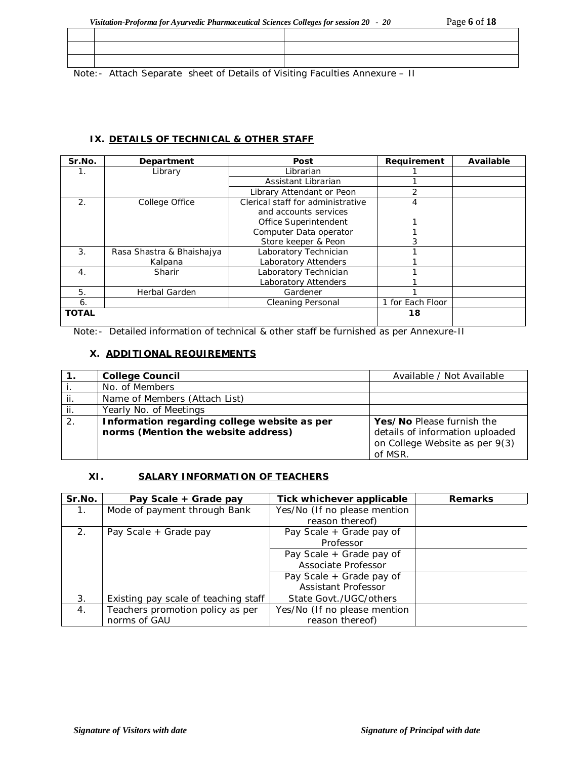| | | |
|---|---|---|
| | | |
| | | |
| | | |

Note:- Attach Separate sheet of Details of Visiting Faculties Annexure – II

### IX. DETAILS OF TECHNICAL & OTHER STAFF

| Sr.No. | Department | Post | Requirement | Available |
|---|---|---|---|---|
| 1. | Library | Librarian | 1 | |
| | | Assistant Librarian | 1 | |
| | | Library Attendant or Peon | 2 | |
| 2. | College Office | Clerical staff for administrative and accounts services | 4 | |
| | | Office Superintendent | 1 | |
| | | Computer Data operator | 1 | |
| | | Store keeper & Peon | 3 | |
| 3. | Rasa Shastra & Bhaishajya Kalpana | Laboratory Technician | 1 | |
| | | Laboratory Attenders | 1 | |
| 4. | Sharir | Laboratory Technician | 1 | |
| | | Laboratory Attenders | 1 | |
| 5. | Herbal Garden | Gardener | 1 | |
| 6. | | Cleaning Personal | 1 for Each Floor | |
| **TOTAL** | | | **18** | |

Note:- Detailed information of technical & other staff be furnished as per Annexure-II

### X. ADDITIONAL REQUIREMENTS

| **1.** | **College Council** | Available / Not Available |
|---|---|---|
| i. | No. of Members | |
| ii. | Name of Members (Attach List) | |
| ii. | Yearly No. of Meetings | |
| 2. | **Information regarding college website as per norms (Mention the website address)** | **Yes/No** Please furnish the details of information uploaded on College Website as per 9(3) of MSR. |

### XI. SALARY INFORMATION OF TEACHERS

| Sr.No. | Pay Scale + Grade pay | Tick whichever applicable | Remarks |
|---|---|---|---|
| 1. | Mode of payment through Bank | Yes/No (If no please mention reason thereof) | |
| 2. | Pay Scale + Grade pay | Pay Scale + Grade pay of Professor | |
| | | Pay Scale + Grade pay of Associate Professor | |
| | | Pay Scale + Grade pay of Assistant Professor | |
| 3. | Existing pay scale of teaching staff | State Govt./UGC/others | |
| 4. | Teachers promotion policy as per norms of GAU | Yes/No (If no please mention reason thereof) | |

*Signature of Visitors with date* *Signature of Principal with date*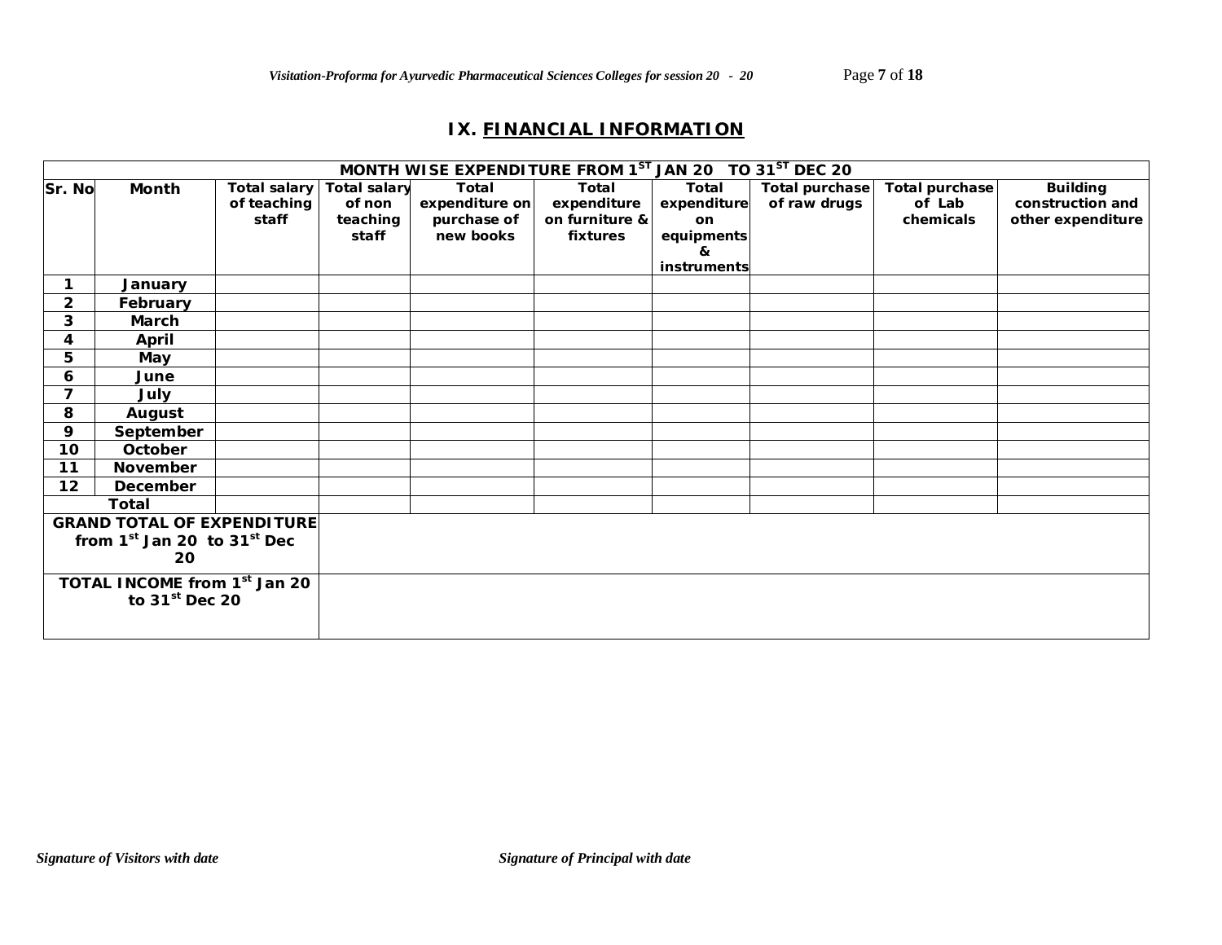## IX. FINANCIAL INFORMATION

| MONTH WISE EXPENDITURE FROM 1ST JAN 20 TO 31ST DEC 20 | | | | | | | | | |
|---|---|---|---|---|---|---|---|---|---|
| Sr. No | Month | Total salary of teaching staff | Total salary of non teaching staff | Total expenditure on purchase of new books | Total expenditure on furniture & fixtures | Total expenditure on equipments & instruments | Total purchase of raw drugs | Total purchase of Lab chemicals | Building construction and other expenditure |
| 1 | January | | | | | | | | |
| 2 | February | | | | | | | | |
| 3 | March | | | | | | | | |
| 4 | April | | | | | | | | |
| 5 | May | | | | | | | | |
| 6 | June | | | | | | | | |
| 7 | July | | | | | | | | |
| 8 | August | | | | | | | | |
| 9 | September | | | | | | | | |
| 10 | October | | | | | | | | |
| 11 | November | | | | | | | | |
| 12 | December | | | | | | | | |
| Total | | | | | | | | | |
| GRAND TOTAL OF EXPENDITURE from 1st Jan 20 to 31st Dec 20 | | | | | | | | | |
| TOTAL INCOME from 1st Jan 20 to 31st Dec 20 | | | | | | | | | |

*Signature of Visitors with date* *Signature of Principal with date*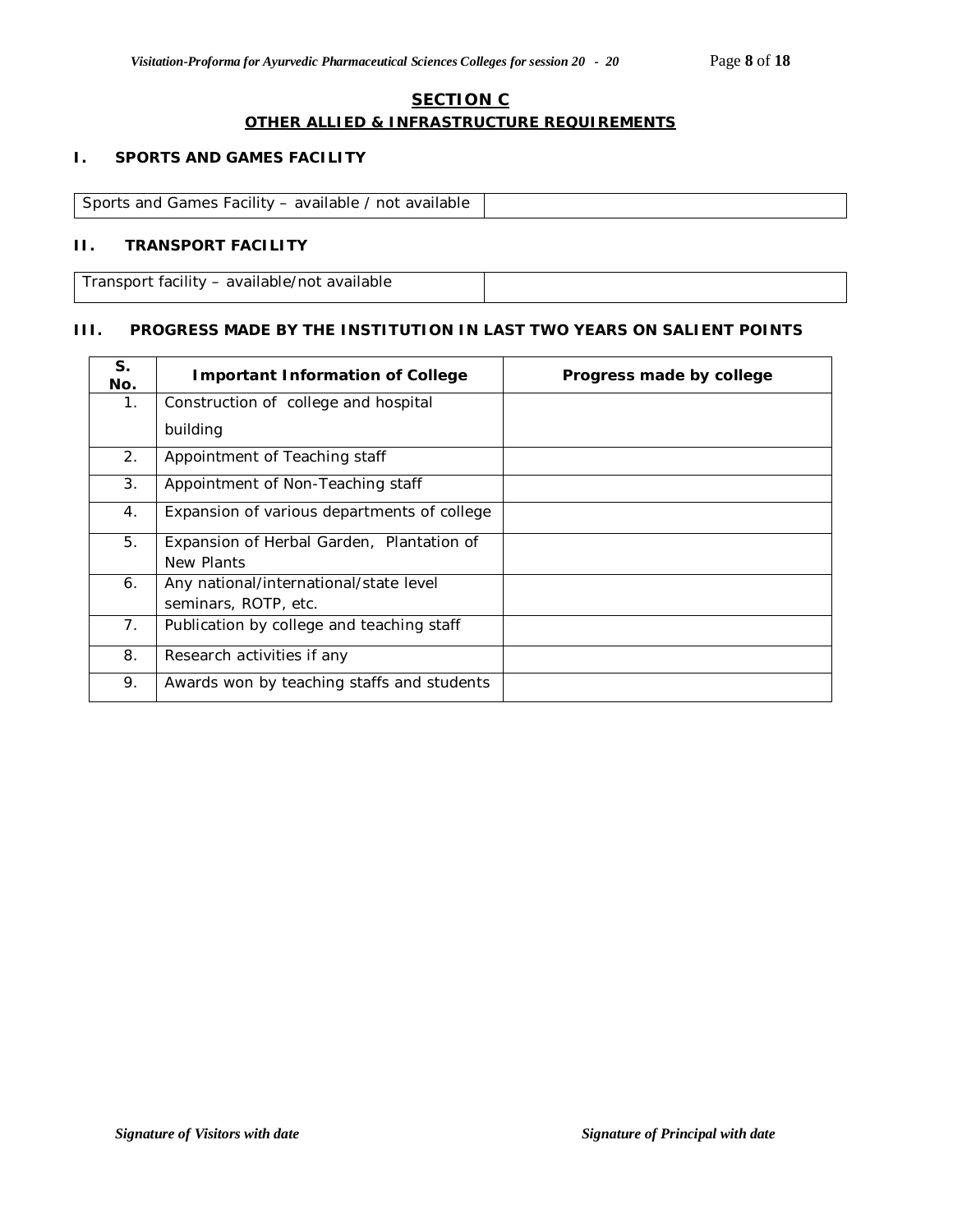## SECTION C

### OTHER ALLIED & INFRASTRUCTURE REQUIREMENTS

**I. SPORTS AND GAMES FACILITY**

| Sports and Games Facility – available / not available | |
|---|---|

**II. TRANSPORT FACILITY**

| Transport facility – available/not available | |
|---|---|

**III. PROGRESS MADE BY THE INSTITUTION IN LAST TWO YEARS ON SALIENT POINTS**

| S. No. | Important Information of College | Progress made by college |
|---|---|---|
| 1. | Construction of college and hospital building | |
| 2. | Appointment of Teaching staff | |
| 3. | Appointment of Non-Teaching staff | |
| 4. | Expansion of various departments of college | |
| 5. | Expansion of Herbal Garden, Plantation of New Plants | |
| 6. | Any national/international/state level seminars, ROTP, etc. | |
| 7. | Publication by college and teaching staff | |
| 8. | Research activities if any | |
| 9. | Awards won by teaching staffs and students | |

*Signature of Visitors with date*　　　　*Signature of Principal with date*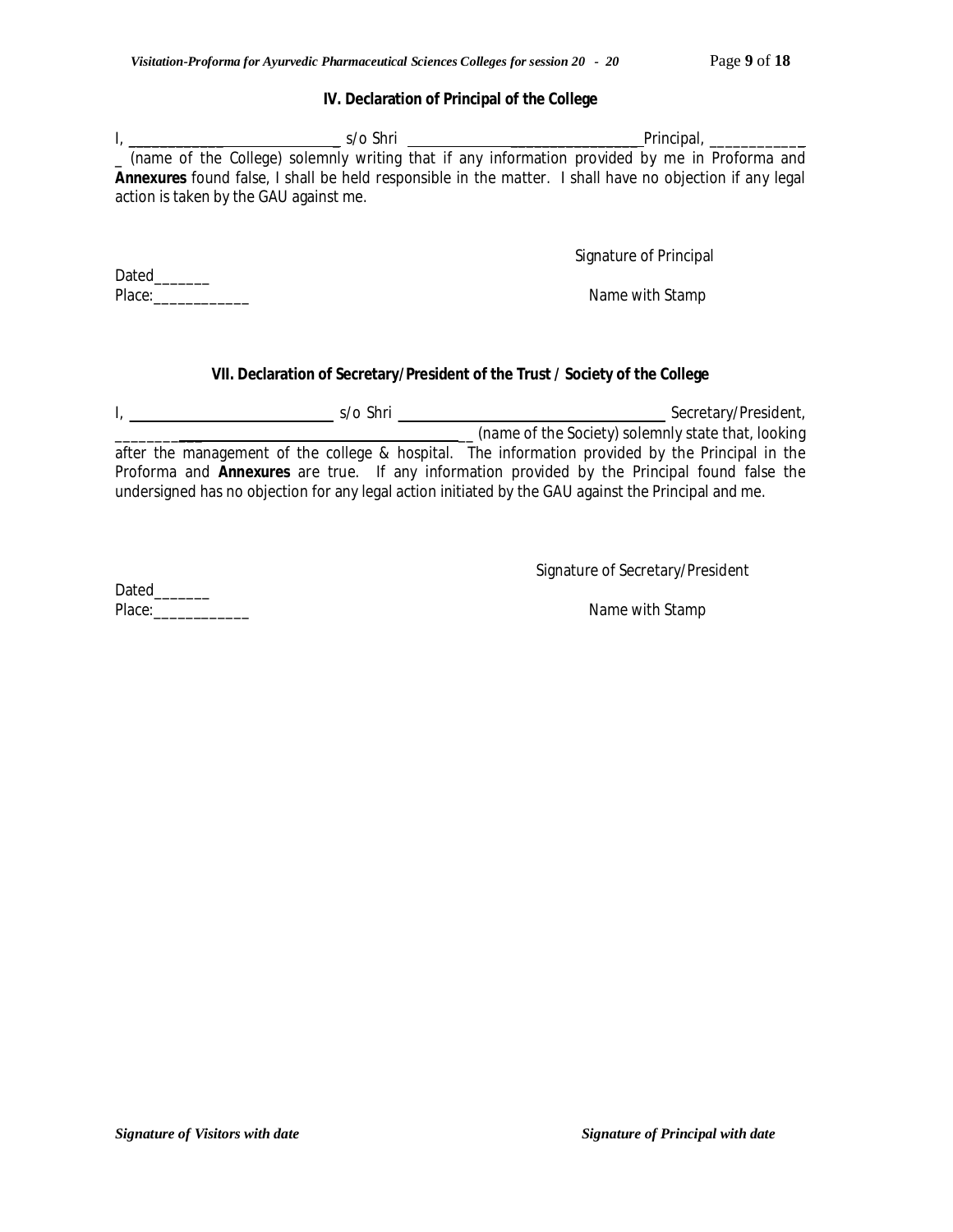### IV. Declaration of Principal of the College

I, ____________________________ s/o Shri ______________________________Principal, ____________
_ (name of the College) solemnly writing that if any information provided by me in Proforma and **Annexures** found false, I shall be held responsible in the matter. I shall have no objection if any legal action is taken by the GAU against me.

Signature of Principal

Dated_______

Place:____________

Name with Stamp

### VII. Declaration of Secretary/President of the Trust / Society of the College

I, ____________________________ s/o Shri ____________________________________ Secretary/President, ___________________________________________ (name of the Society) solemnly state that, looking after the management of the college & hospital. The information provided by the Principal in the Proforma and **Annexures** are true. If any information provided by the Principal found false the undersigned has no objection for any legal action initiated by the GAU against the Principal and me.

Signature of Secretary/President

Dated_______

Place:____________

Name with Stamp

*Signature of Visitors with date* *Signature of Principal with date*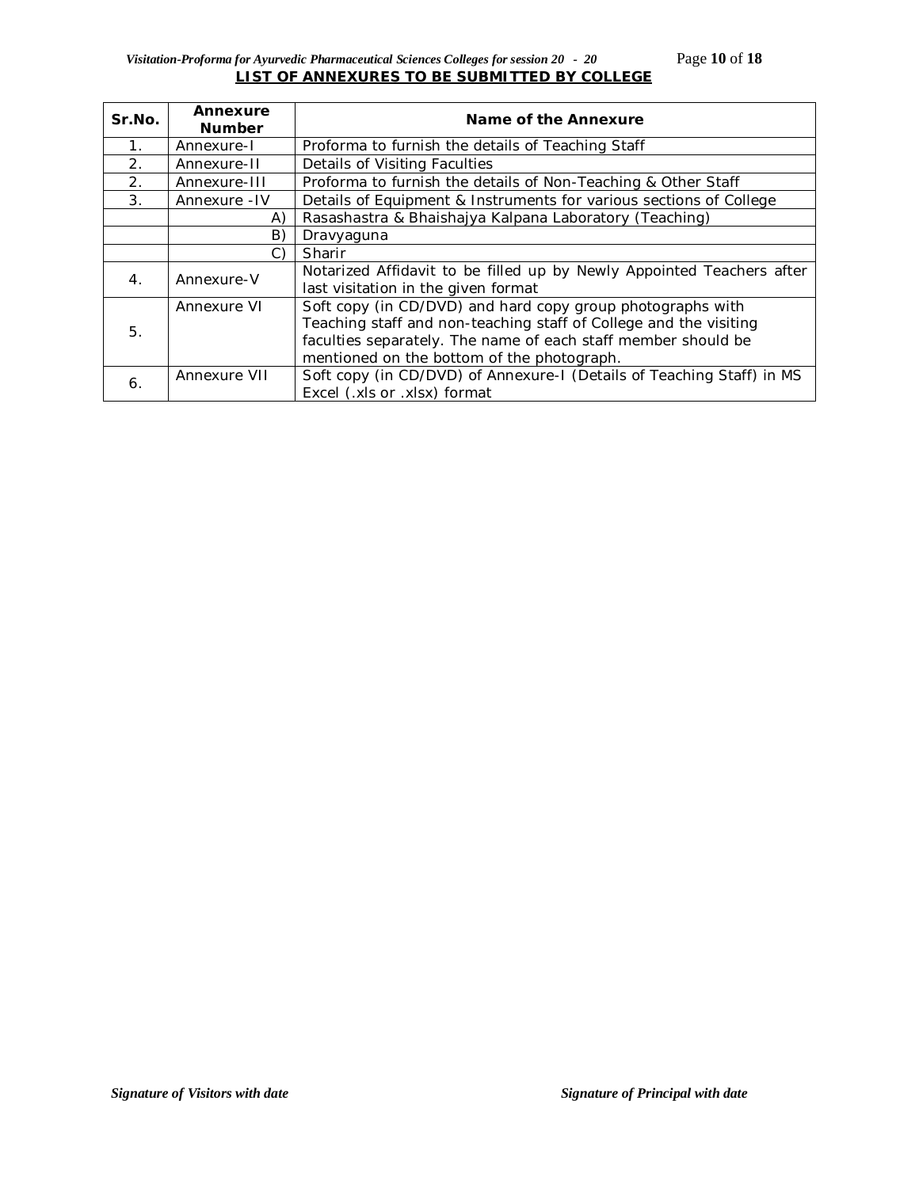## LIST OF ANNEXURES TO BE SUBMITTED BY COLLEGE

| Sr.No. | Annexure Number | Name of the Annexure |
|---|---|---|
| 1. | Annexure-I | Proforma to furnish the details of Teaching Staff |
| 2. | Annexure-II | Details of Visiting Faculties |
| 2. | Annexure-III | Proforma to furnish the details of Non-Teaching & Other Staff |
| 3. | Annexure -IV | Details of Equipment & Instruments for various sections of College |
| | A) | Rasashastra & Bhaishajya Kalpana Laboratory (Teaching) |
| | B) | Dravyaguna |
| | C) | Sharir |
| 4. | Annexure-V | Notarized Affidavit to be filled up by Newly Appointed Teachers after last visitation in the given format |
| 5. | Annexure VI | Soft copy (in CD/DVD) and hard copy group photographs with Teaching staff and non-teaching staff of College and the visiting faculties separately. The name of each staff member should be mentioned on the bottom of the photograph. |
| 6. | Annexure VII | Soft copy (in CD/DVD) of Annexure-I (Details of Teaching Staff) in MS Excel (.xls or .xlsx) format |

*Signature of Visitors with date* *Signature of Principal with date*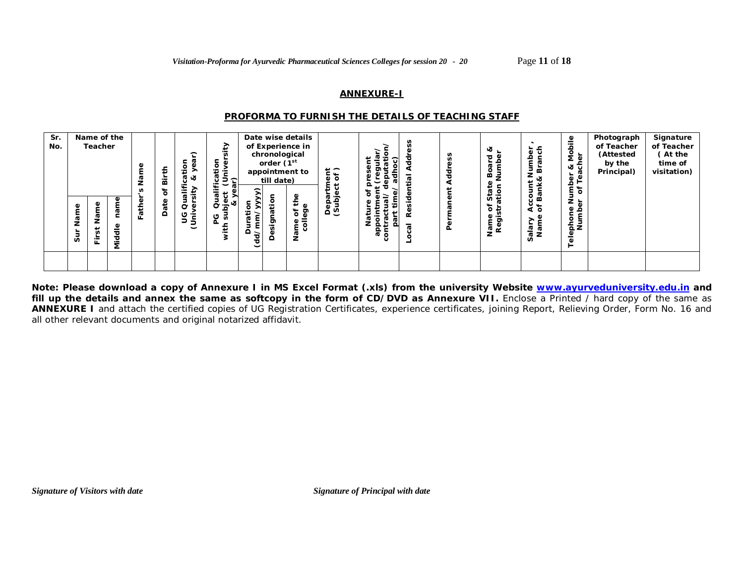## ANNEXURE-I

### PROFORMA TO FURNISH THE DETAILS OF TEACHING STAFF

| Sr. No. | Name of the Teacher | | | Father's Name | Date of Birth | UG Qualification (University & year) | PG Qualification (University with subject & year) | Date wise details of Experience in chronological order (1st appointment to till date) | | | Department (Subject of ) | Nature of present appointment (regular/ contractual/ deputation/ part time/ adhoc) | Local Residential Address | Permanent Address | Name of State Board & Registration Number | Salary Account Number , Name of Bank& Branch | Telephone Number & Mobile Number of Teacher | Photograph of Teacher (Attested by the Principal) | Signature of Teacher ( At the time of visitation) |
|---|---|---|---|---|---|---|---|---|---|---|---|---|---|---|---|---|---|---|---|
| | Sur Name | First Name | Middle name | | | | | Duration (dd/mm/yyyy) | Designation | Name of the college | | | | | | | | | |
| | | | | | | | | | | | | | | | | | | | |

**Note: Please download a copy of Annexure I in MS Excel Format (.xls) from the university Website www.ayurveduniversity.edu.in and fill up the details and annex the same as softcopy in the form of CD/DVD as Annexure VII.** Enclose a Printed / hard copy of the same as **ANNEXURE I** and attach the certified copies of UG Registration Certificates, experience certificates, joining Report, Relieving Order, Form No. 16 and all other relevant documents and original notarized affidavit.

*Signature of Visitors with date* *Signature of Principal with date*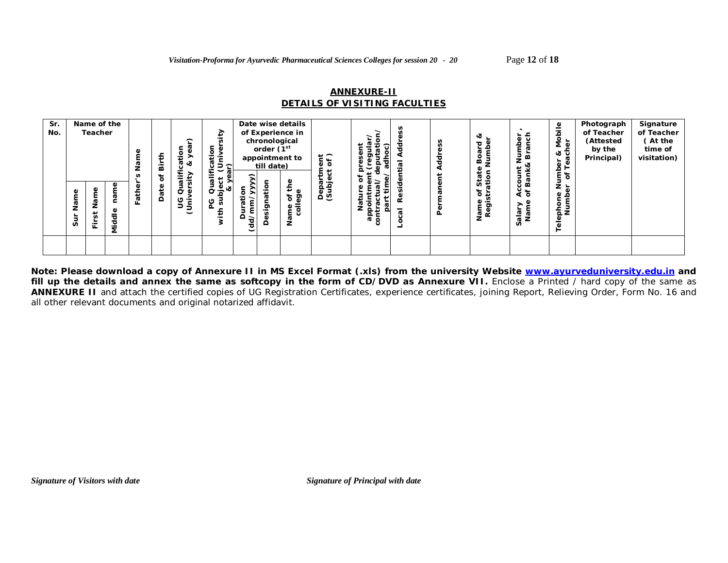## ANNEXURE-II
## DETAILS OF VISITING FACULTIES

| Sr. No. | Name of the Teacher | | | Father's Name | Date of Birth | UG Qualification (University & year) | PG Qualification (University with subject & year) | Date wise details of Experience in chronological order (1st appointment to till date) | | | Department (Subject of ) | Nature of present appointment (regular/ contractual/ deputation/ part time/ adhoc) | Local Residential Address | Permanent Address | Name of State Board & Registration Number | Salary Account Number , Name of Bank& Branch | Telephone Number & Mobile Number of Teacher | Photograph of Teacher (Attested by the Principal) | Signature of Teacher ( At the time of visitation) |
|---|---|---|---|---|---|---|---|---|---|---|---|---|---|---|---|---|---|---|---|
| | Sur Name | First Name | Middle name | | | | | Duration (dd/mm/yyyy) | Designation | Name of the college | | | | | | | | | |
| | | | | | | | | | | | | | | | | | | | |

**Note: Please download a copy of Annexure II in MS Excel Format (.xls) from the university Website [www.ayurveduniversity.edu.in](http://www.ayurveduniversity.edu.in) and fill up the details and annex the same as softcopy in the form of CD/DVD as Annexure VII.** Enclose a Printed / hard copy of the same as **ANNEXURE II** and attach the certified copies of UG Registration Certificates, experience certificates, joining Report, Relieving Order, Form No. 16 and all other relevant documents and original notarized affidavit.

*Signature of Visitors with date*

*Signature of Principal with date*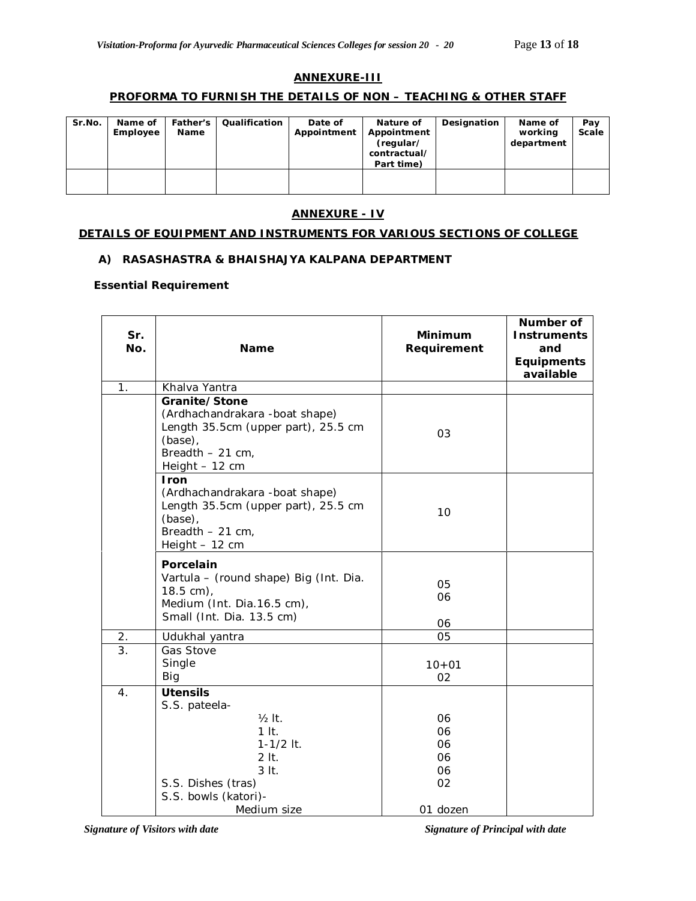## ANNEXURE-III

### PROFORMA TO FURNISH THE DETAILS OF NON – TEACHING & OTHER STAFF

| Sr.No. | Name of Employee | Father's Name | Qualification | Date of Appointment | Nature of Appointment (regular/ contractual/ Part time) | Designation | Name of working department | Pay Scale |
|---|---|---|---|---|---|---|---|---|
| | | | | | | | | |

## ANNEXURE - IV

### DETAILS OF EQUIPMENT AND INSTRUMENTS FOR VARIOUS SECTIONS OF COLLEGE

**A) RASASHASTRA & BHAISHAJYA KALPANA DEPARTMENT**

**Essential Requirement**

| Sr. No. | Name | Minimum Requirement | Number of Instruments and Equipments available |
|---|---|---|---|
| 1. | Khalva Yantra | | |
| | **Granite/Stone**<br>(Ardhachandrakara -boat shape)<br>Length 35.5cm (upper part), 25.5 cm (base),<br>Breadth – 21 cm,<br>Height – 12 cm | 03 | |
| | **Iron**<br>(Ardhachandrakara -boat shape)<br>Length 35.5cm (upper part), 25.5 cm (base),<br>Breadth – 21 cm,<br>Height – 12 cm | 10 | |
| | **Porcelain**<br>Vartula – (round shape) Big (Int. Dia. 18.5 cm),<br>Medium (Int. Dia.16.5 cm),<br>Small (Int. Dia. 13.5 cm) | 05<br>06<br>06 | |
| 2. | Udukhal yantra | 05 | |
| 3. | Gas Stove<br>Single<br>Big | 10+01<br>02 | |
| 4. | **Utensils**<br>S.S. pateela-<br>½ lt.<br>1 lt.<br>1-1/2 lt.<br>2 lt.<br>3 lt.<br>S.S. Dishes (tras)<br>S.S. bowls (katori)-<br>Medium size | <br><br>06<br>06<br>06<br>06<br>06<br>02<br><br>01 dozen | |

*Signature of Visitors with date* *Signature of Principal with date*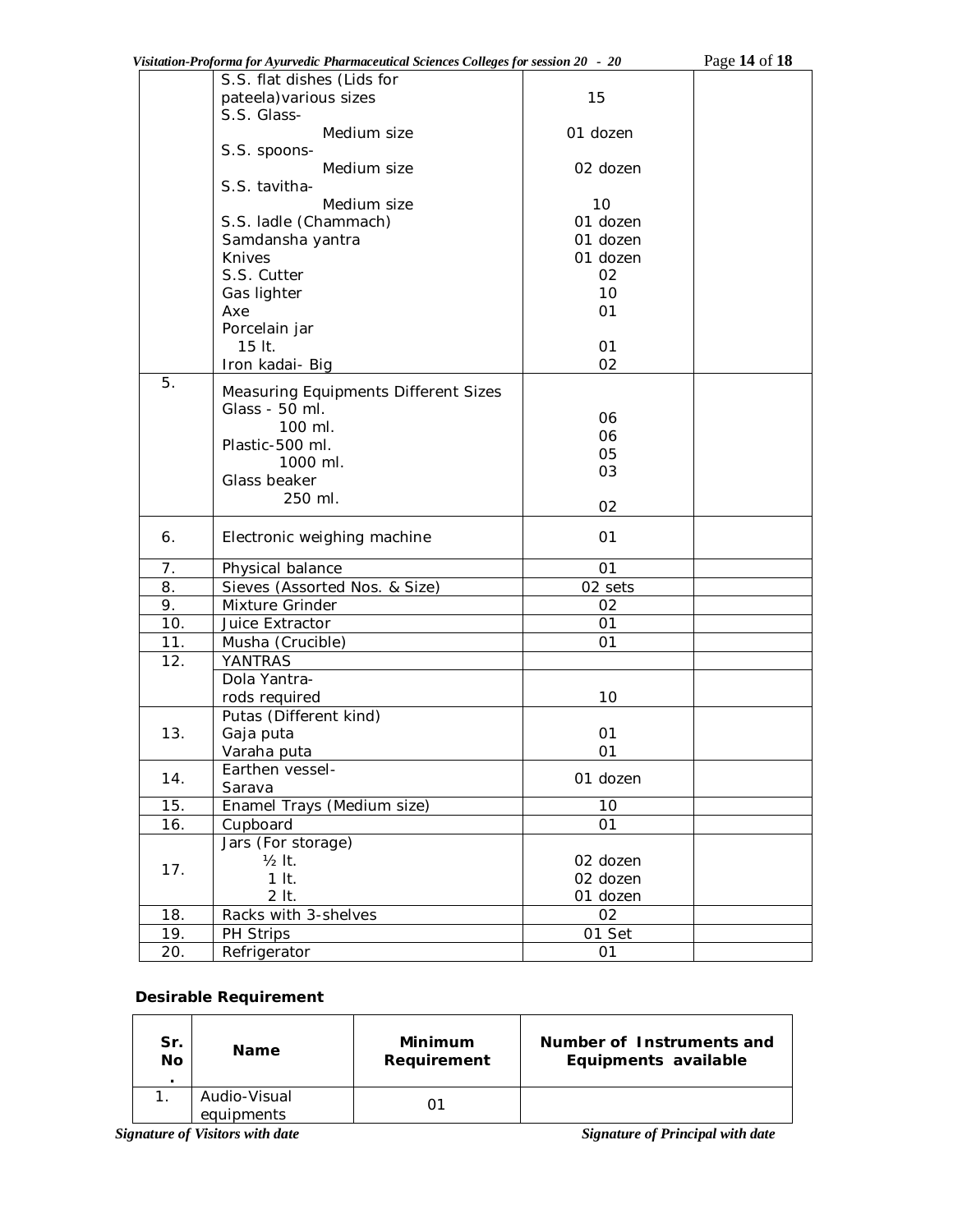| | | | |
|---|---|---|---|
| | S.S. flat dishes (Lids for pateela) various sizes | 15 | |
| | S.S. Glass- Medium size | 01 dozen | |
| | S.S. spoons- Medium size | 02 dozen | |
| | S.S. tavitha- Medium size | 10 | |
| | S.S. ladle (Chammach) | 01 dozen | |
| | Samdansha yantra | 01 dozen | |
| | Knives | 01 dozen | |
| | S.S. Cutter | 02 | |
| | Gas lighter | 10 | |
| | Axe | 01 | |
| | Porcelain jar 15 lt. | 01 | |
| | Iron kadai- Big | 02 | |
| 5. | Measuring Equipments Different Sizes<br>Glass - 50 ml.<br>100 ml.<br>Plastic-500 ml.<br>1000 ml.<br>Glass beaker<br>250 ml. | <br>06<br>06<br>05<br>03<br><br>02 | |
| 6. | Electronic weighing machine | 01 | |
| 7. | Physical balance | 01 | |
| 8. | Sieves (Assorted Nos. & Size) | 02 sets | |
| 9. | Mixture Grinder | 02 | |
| 10. | Juice Extractor | 01 | |
| 11. | Musha (Crucible) | 01 | |
| 12. | YANTRAS | | |
| | Dola Yantra- rods required | 10 | |
| 13. | Putas (Different kind)<br>Gaja puta<br>Varaha puta | <br>01<br>01 | |
| 14. | Earthen vessel- Sarava | 01 dozen | |
| 15. | Enamel Trays (Medium size) | 10 | |
| 16. | Cupboard | 01 | |
| 17. | Jars (For storage)<br>½ lt.<br>1 lt.<br>2 lt. | <br>02 dozen<br>02 dozen<br>01 dozen | |
| 18. | Racks with 3-shelves | 02 | |
| 19. | PH Strips | 01 Set | |
| 20. | Refrigerator | 01 | |

**Desirable Requirement**

| Sr. No. | Name | Minimum Requirement | Number of Instruments and Equipments available |
|---|---|---|---|
| 1. | Audio-Visual equipments | 01 | |

*Signature of Visitors with date* *Signature of Principal with date*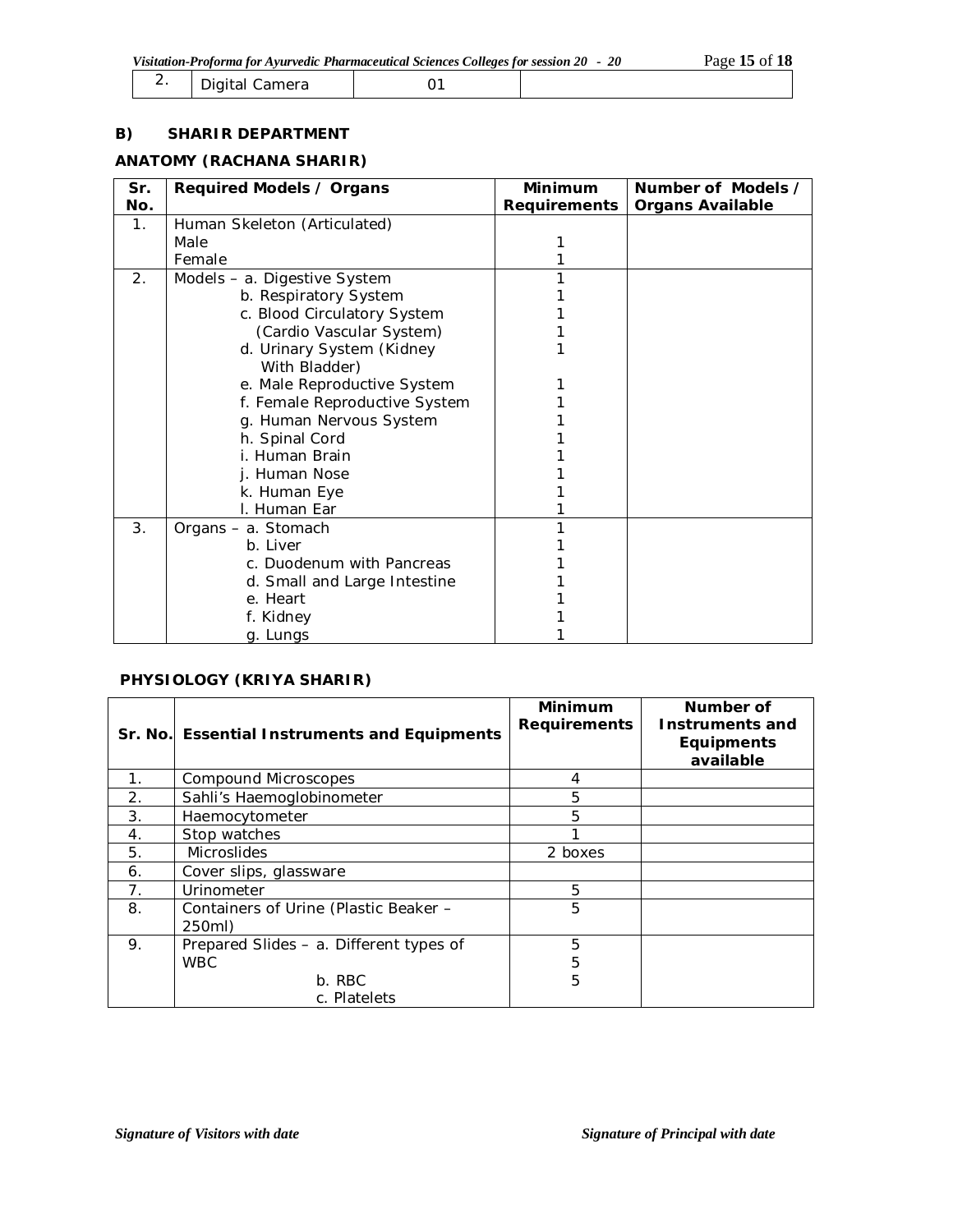| 2. | Digital Camera | 01 | |
|---|---|---|---|

**B) SHARIR DEPARTMENT**

**ANATOMY (RACHANA SHARIR)**

| Sr. No. | Required Models / Organs | Minimum Requirements | Number of Models / Organs Available |
|---|---|---|---|
| 1. | Human Skeleton (Articulated)<br>Male<br>Female | <br>1<br>1 | |
| 2. | Models – a. Digestive System<br>b. Respiratory System<br>c. Blood Circulatory System (Cardio Vascular System)<br>d. Urinary System (Kidney With Bladder)<br>e. Male Reproductive System<br>f. Female Reproductive System<br>g. Human Nervous System<br>h. Spinal Cord<br>i. Human Brain<br>j. Human Nose<br>k. Human Eye<br>l. Human Ear | 1<br>1<br>1<br>1<br>1<br>1<br>1<br>1<br>1<br>1<br>1<br>1<br>1 | |
| 3. | Organs – a. Stomach<br>b. Liver<br>c. Duodenum with Pancreas<br>d. Small and Large Intestine<br>e. Heart<br>f. Kidney<br>g. Lungs | 1<br>1<br>1<br>1<br>1<br>1<br>1 | |

**PHYSIOLOGY (KRIYA SHARIR)**

| Sr. No. | Essential Instruments and Equipments | Minimum Requirements | Number of Instruments and Equipments available |
|---|---|---|---|
| 1. | Compound Microscopes | 4 | |
| 2. | Sahli's Haemoglobinometer | 5 | |
| 3. | Haemocytometer | 5 | |
| 4. | Stop watches | 1 | |
| 5. | Microslides | 2 boxes | |
| 6. | Cover slips, glassware | | |
| 7. | Urinometer | 5 | |
| 8. | Containers of Urine (Plastic Beaker – 250ml) | 5 | |
| 9. | Prepared Slides – a. Different types of WBC<br>b. RBC<br>c. Platelets | 5<br>5<br>5 | |

*Signature of Visitors with date* *Signature of Principal with date*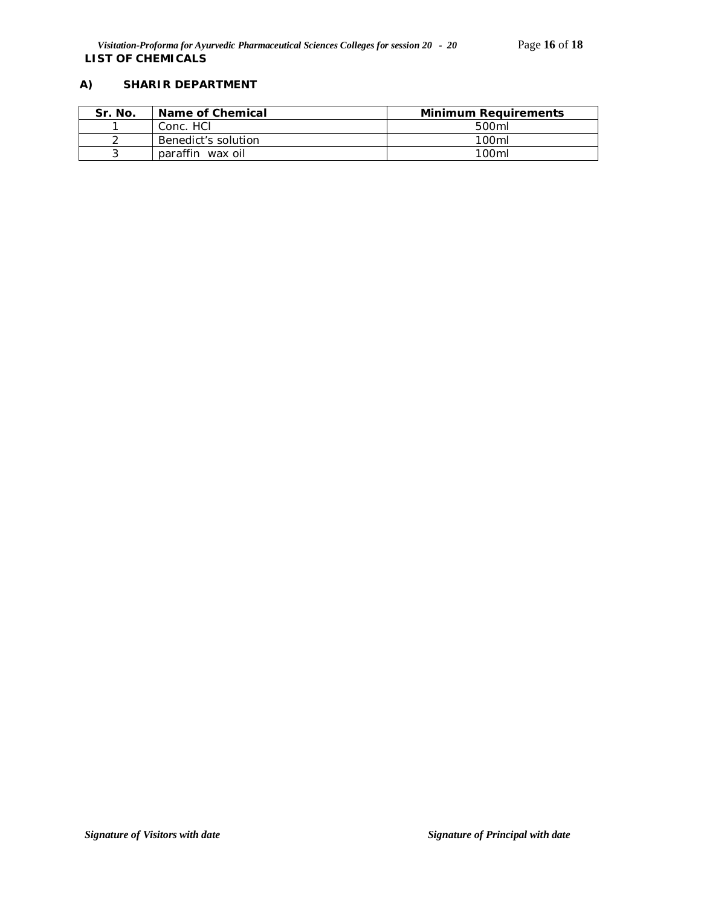**LIST OF CHEMICALS**

**A) SHARIR DEPARTMENT**

| Sr. No. | Name of Chemical | Minimum Requirements |
|---|---|---|
| 1 | Conc. HCl | 500ml |
| 2 | Benedict's solution | 100ml |
| 3 | paraffin wax oil | 100ml |

*Signature of Visitors with date* *Signature of Principal with date*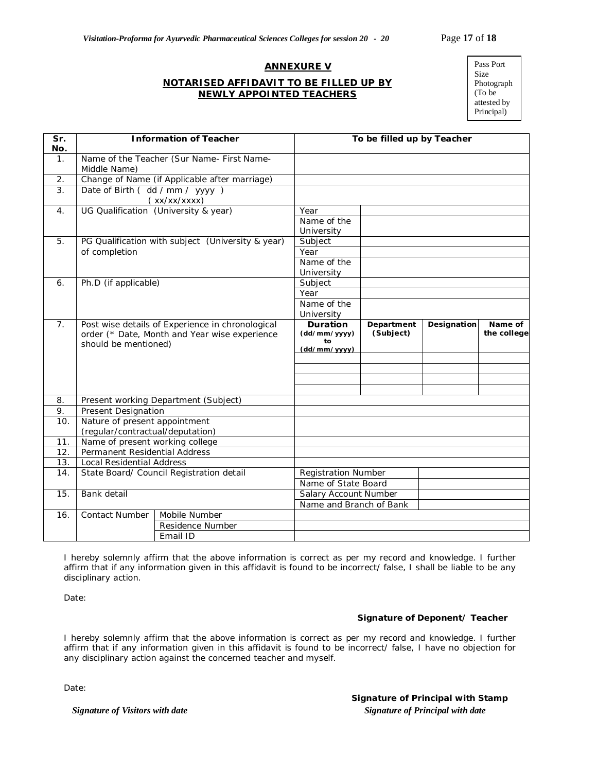## ANNEXURE V

### NOTARISED AFFIDAVIT TO BE FILLED UP BY NEWLY APPOINTED TEACHERS

Pass Port Size Photograph (To be attested by Principal)

| Sr. No. | Information of Teacher | | To be filled up by Teacher | | | |
|---|---|---|---|---|---|---|
| 1. | Name of the Teacher (Sur Name- First Name- Middle Name) | | | | | |
| 2. | Change of Name (if Applicable after marriage) | | | | | |
| 3. | Date of Birth ( dd / mm / yyyy ) ( xx/xx/xxxx) | | | | | |
| 4. | UG Qualification (University & year) | | Year | | | |
| | | | Name of the University | | | |
| 5. | PG Qualification with subject (University & year) of completion | | Subject | | | |
| | | | Year | | | |
| | | | Name of the University | | | |
| 6. | Ph.D (if applicable) | | Subject | | | |
| | | | Year | | | |
| | | | Name of the University | | | |
| 7. | Post wise details of Experience in chronological order (* Date, Month and Year wise experience should be mentioned) | | **Duration (dd/mm/yyyy) to (dd/mm/yyyy)** | **Department (Subject)** | **Designation** | **Name of the college** |
| | | | | | | |
| | | | | | | |
| | | | | | | |
| | | | | | | |
| 8. | Present working Department (Subject) | | | | | |
| 9. | Present Designation | | | | | |
| 10. | Nature of present appointment (regular/contractual/deputation) | | | | | |
| 11. | Name of present working college | | | | | |
| 12. | Permanent Residential Address | | | | | |
| 13. | Local Residential Address | | | | | |
| 14. | State Board/ Council Registration detail | | Registration Number | | | |
| | | | Name of State Board | | | |
| 15. | Bank detail | | Salary Account Number | | | |
| | | | Name and Branch of Bank | | | |
| 16. | Contact Number | Mobile Number | | | | |
| | | Residence Number | | | | |
| | | Email ID | | | | |

I hereby solemnly affirm that the above information is correct as per my record and knowledge. I further affirm that if any information given in this affidavit is found to be incorrect/ false, I shall be liable to be any disciplinary action.

Date:

**Signature of Deponent/ Teacher**

I hereby solemnly affirm that the above information is correct as per my record and knowledge. I further affirm that if any information given in this affidavit is found to be incorrect/ false, I have no objection for any disciplinary action against the concerned teacher and myself.

Date:

**Signature of Principal with Stamp**

*Signature of Visitors with date* *Signature of Principal with date*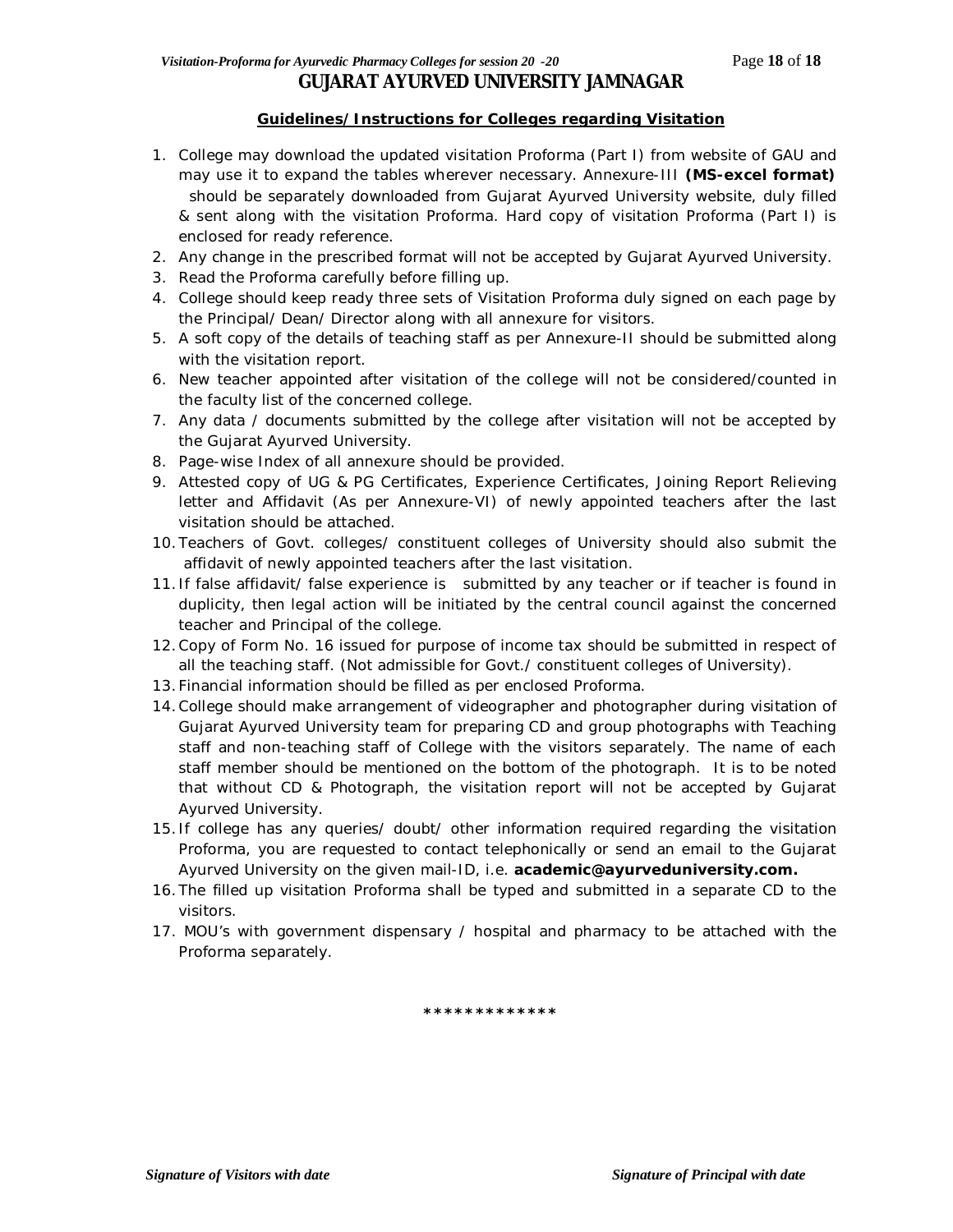# GUJARAT AYURVED UNIVERSITY JAMNAGAR

**Guidelines/ Instructions for Colleges regarding Visitation**

1. College may download the updated visitation Proforma (Part I) from website of GAU and may use it to expand the tables wherever necessary. Annexure-III **(MS-excel format)** should be separately downloaded from Gujarat Ayurved University website, duly filled & sent along with the visitation Proforma. Hard copy of visitation Proforma (Part I) is enclosed for ready reference.
2. Any change in the prescribed format will not be accepted by Gujarat Ayurved University.
3. Read the Proforma carefully before filling up.
4. College should keep ready three sets of Visitation Proforma duly signed on each page by the Principal/ Dean/ Director along with all annexure for visitors.
5. A soft copy of the details of teaching staff as per Annexure-II should be submitted along with the visitation report.
6. New teacher appointed after visitation of the college will not be considered/counted in the faculty list of the concerned college.
7. Any data / documents submitted by the college after visitation will not be accepted by the Gujarat Ayurved University.
8. Page-wise Index of all annexure should be provided.
9. Attested copy of UG & PG Certificates, Experience Certificates, Joining Report Relieving letter and Affidavit (As per Annexure-VI) of newly appointed teachers after the last visitation should be attached.
10. Teachers of Govt. colleges/ constituent colleges of University should also submit the affidavit of newly appointed teachers after the last visitation.
11. If false affidavit/ false experience is submitted by any teacher or if teacher is found in duplicity, then legal action will be initiated by the central council against the concerned teacher and Principal of the college.
12. Copy of Form No. 16 issued for purpose of income tax should be submitted in respect of all the teaching staff. (Not admissible for Govt./ constituent colleges of University).
13. Financial information should be filled as per enclosed Proforma.
14. College should make arrangement of videographer and photographer during visitation of Gujarat Ayurved University team for preparing CD and group photographs with Teaching staff and non-teaching staff of College with the visitors separately. The name of each staff member should be mentioned on the bottom of the photograph. It is to be noted that without CD & Photograph, the visitation report will not be accepted by Gujarat Ayurved University.
15. If college has any queries/ doubt/ other information required regarding the visitation Proforma, you are requested to contact telephonically or send an email to the Gujarat Ayurved University on the given mail-ID, i.e. **academic@ayurveduniversity.com.**
16. The filled up visitation Proforma shall be typed and submitted in a separate CD to the visitors.
17. MOU's with government dispensary / hospital and pharmacy to be attached with the Proforma separately.

*************

*Signature of Visitors with date* *Signature of Principal with date*